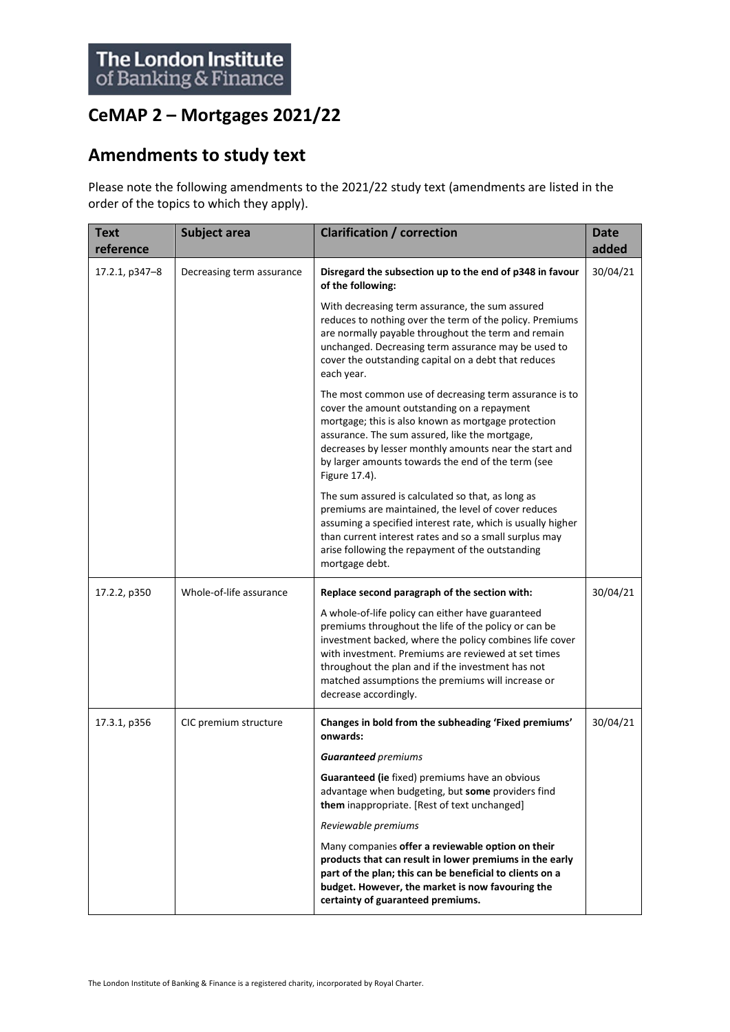# CeMAP 2 – Mortgages 2021/22

## Amendments to study text

Please note the following amendments to the 2021/22 study text (amendments are listed in the order of the topics to which they apply).

| Text reference | Subject area | Clarification / correction | Date added |
|---|---|---|---|
| 17.2.1, p347–8 | Decreasing term assurance | **Disregard the subsection up to the end of p348 in favour of the following:**<br><br>With decreasing term assurance, the sum assured reduces to nothing over the term of the policy. Premiums are normally payable throughout the term and remain unchanged. Decreasing term assurance may be used to cover the outstanding capital on a debt that reduces each year.<br><br>The most common use of decreasing term assurance is to cover the amount outstanding on a repayment mortgage; this is also known as mortgage protection assurance. The sum assured, like the mortgage, decreases by lesser monthly amounts near the start and by larger amounts towards the end of the term (see Figure 17.4).<br><br>The sum assured is calculated so that, as long as premiums are maintained, the level of cover reduces assuming a specified interest rate, which is usually higher than current interest rates and so a small surplus may arise following the repayment of the outstanding mortgage debt. | 30/04/21 |
| 17.2.2, p350 | Whole-of-life assurance | **Replace second paragraph of the section with:**<br><br>A whole-of-life policy can either have guaranteed premiums throughout the life of the policy or can be investment backed, where the policy combines life cover with investment. Premiums are reviewed at set times throughout the plan and if the investment has not matched assumptions the premiums will increase or decrease accordingly. | 30/04/21 |
| 17.3.1, p356 | CIC premium structure | **Changes in bold from the subheading 'Fixed premiums' onwards:**<br><br>***Guaranteed** premiums*<br><br>**Guaranteed (ie** fixed) premiums have an obvious advantage when budgeting, but **some** providers find **them** inappropriate. [Rest of text unchanged]<br><br>*Reviewable premiums*<br><br>Many companies **offer a reviewable option on their products that can result in lower premiums in the early part of the plan; this can be beneficial to clients on a budget. However, the market is now favouring the certainty of guaranteed premiums.** | 30/04/21 |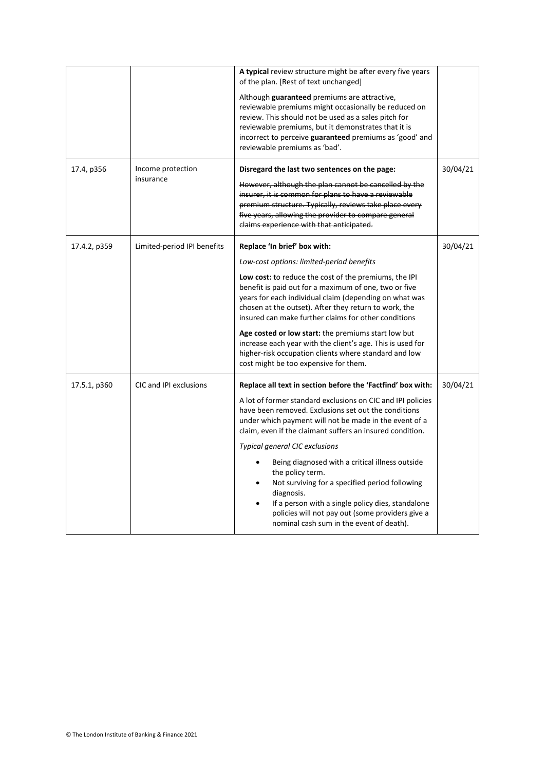| | | | |
|---|---|---|---|
| | | **A typical** review structure might be after every five years of the plan. [Rest of text unchanged]<br><br>Although **guaranteed** premiums are attractive, reviewable premiums might occasionally be reduced on review. This should not be used as a sales pitch for reviewable premiums, but it demonstrates that it is incorrect to perceive **guaranteed** premiums as 'good' and reviewable premiums as 'bad'. | |
| 17.4, p356 | Income protection insurance | **Disregard the last two sentences on the page:**<br><br>~~However, although the plan cannot be cancelled by the insurer, it is common for plans to have a reviewable premium structure. Typically, reviews take place every five years, allowing the provider to compare general claims experience with that anticipated.~~ | 30/04/21 |
| 17.4.2, p359 | Limited-period IPI benefits | **Replace 'In brief' box with:**<br><br>*Low-cost options: limited-period benefits*<br><br>**Low cost:** to reduce the cost of the premiums, the IPI benefit is paid out for a maximum of one, two or five years for each individual claim (depending on what was chosen at the outset). After they return to work, the insured can make further claims for other conditions<br><br>**Age costed or low start:** the premiums start low but increase each year with the client's age. This is used for higher-risk occupation clients where standard and low cost might be too expensive for them. | 30/04/21 |
| 17.5.1, p360 | CIC and IPI exclusions | **Replace all text in section before the 'Factfind' box with:**<br><br>A lot of former standard exclusions on CIC and IPI policies have been removed. Exclusions set out the conditions under which payment will not be made in the event of a claim, even if the claimant suffers an insured condition.<br><br>*Typical general CIC exclusions*<br><br>• Being diagnosed with a critical illness outside the policy term.<br>• Not surviving for a specified period following diagnosis.<br>• If a person with a single policy dies, standalone policies will not pay out (some providers give a nominal cash sum in the event of death). | 30/04/21 |

© The London Institute of Banking & Finance 2021